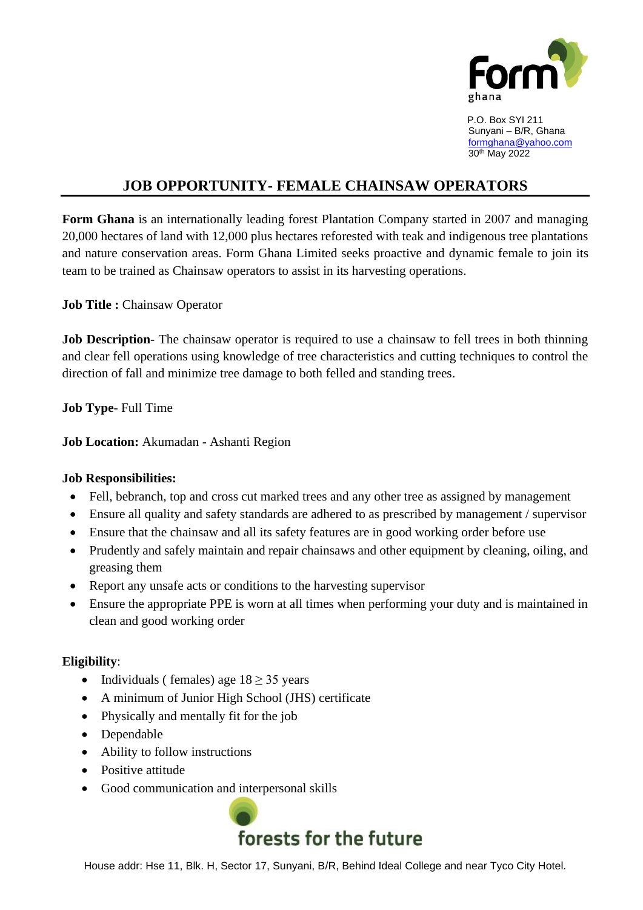Form ghana

P.O. Box SYI 211
Sunyani – B/R, Ghana
formghana@yahoo.com
30th May 2022

# JOB OPPORTUNITY- FEMALE CHAINSAW OPERATORS

**Form Ghana** is an internationally leading forest Plantation Company started in 2007 and managing 20,000 hectares of land with 12,000 plus hectares reforested with teak and indigenous tree plantations and nature conservation areas. Form Ghana Limited seeks proactive and dynamic female to join its team to be trained as Chainsaw operators to assist in its harvesting operations.

**Job Title :** Chainsaw Operator

**Job Description**- The chainsaw operator is required to use a chainsaw to fell trees in both thinning and clear fell operations using knowledge of tree characteristics and cutting techniques to control the direction of fall and minimize tree damage to both felled and standing trees.

**Job Type**- Full Time

**Job Location:** Akumadan - Ashanti Region

**Job Responsibilities:**

- Fell, bebranch, top and cross cut marked trees and any other tree as assigned by management
- Ensure all quality and safety standards are adhered to as prescribed by management / supervisor
- Ensure that the chainsaw and all its safety features are in good working order before use
- Prudently and safely maintain and repair chainsaws and other equipment by cleaning, oiling, and greasing them
- Report any unsafe acts or conditions to the harvesting supervisor
- Ensure the appropriate PPE is worn at all times when performing your duty and is maintained in clean and good working order

**Eligibility**:

- Individuals ( females) age 18 ≥ 35 years
- A minimum of Junior High School (JHS) certificate
- Physically and mentally fit for the job
- Dependable
- Ability to follow instructions
- Positive attitude
- Good communication and interpersonal skills

forests for the future

House addr: Hse 11, Blk. H, Sector 17, Sunyani, B/R, Behind Ideal College and near Tyco City Hotel.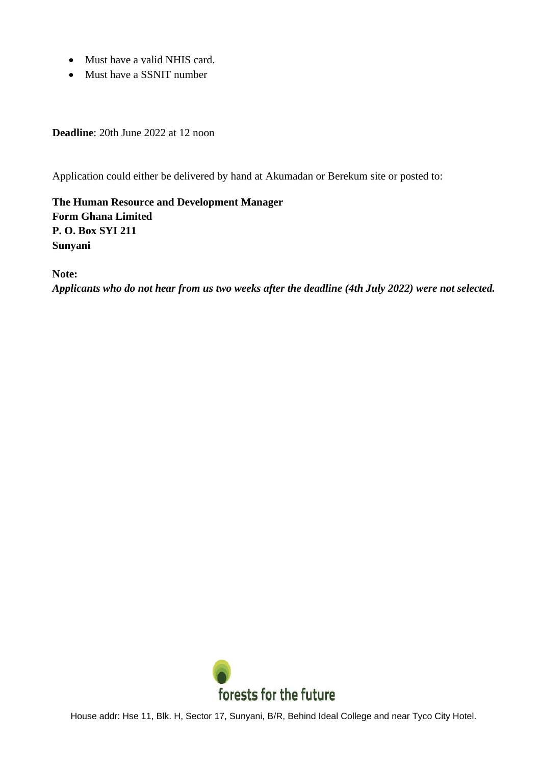- Must have a valid NHIS card.
- Must have a SSNIT number

**Deadline**: 20th June 2022 at 12 noon

Application could either be delivered by hand at Akumadan or Berekum site or posted to:

**The Human Resource and Development Manager**
**Form Ghana Limited**
**P. O. Box SYI 211**
**Sunyani**

**Note:**
***Applicants who do not hear from us two weeks after the deadline (4th July 2022) were not selected.***

forests for the future

House addr: Hse 11, Blk. H, Sector 17, Sunyani, B/R, Behind Ideal College and near Tyco City Hotel.